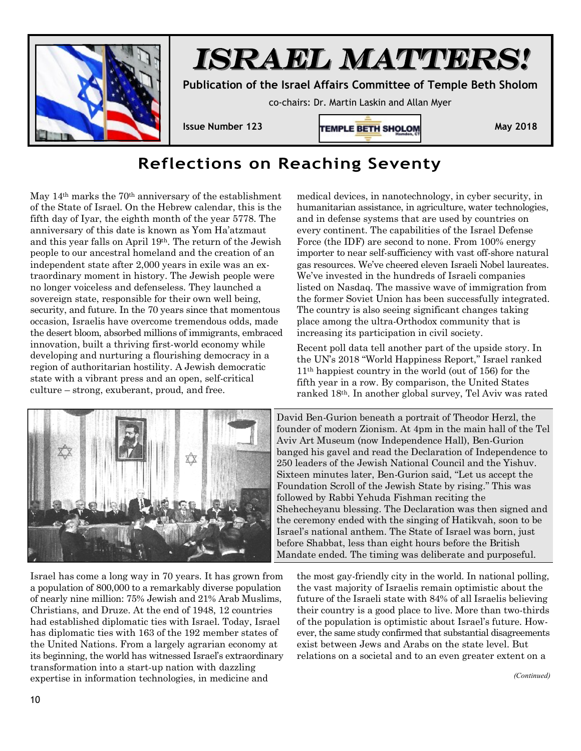# ISRAEL MATTERS!

**Publication of the Israel Affairs Committee of Temple Beth Sholom**

co-chairs: Dr. Martin Laskin and Allan Myer

**Issue Number 123** | **May 2018**

## Reflections on Reaching Seventy

May 14th marks the 70th anniversary of the establishment of the State of Israel. On the Hebrew calendar, this is the fifth day of Iyar, the eighth month of the year 5778. The anniversary of this date is known as Yom Ha'atzmaut and this year falls on April 19th. The return of the Jewish people to our ancestral homeland and the creation of an independent state after 2,000 years in exile was an extraordinary moment in history. The Jewish people were no longer voiceless and defenseless. They launched a sovereign state, responsible for their own well being, security, and future. In the 70 years since that momentous occasion, Israelis have overcome tremendous odds, made the desert bloom, absorbed millions of immigrants, embraced innovation, built a thriving first-world economy while developing and nurturing a flourishing democracy in a region of authoritarian hostility. A Jewish democratic state with a vibrant press and an open, self-critical culture – strong, exuberant, proud, and free.

David Ben-Gurion beneath a portrait of Theodor Herzl, the founder of modern Zionism. At 4pm in the main hall of the Tel Aviv Art Museum (now Independence Hall), Ben-Gurion banged his gavel and read the Declaration of Independence to 250 leaders of the Jewish National Council and the Yishuv. Sixteen minutes later, Ben-Gurion said, "Let us accept the Foundation Scroll of the Jewish State by rising." This was followed by Rabbi Yehuda Fishman reciting the Shehecheyanu blessing. The Declaration was then signed and the ceremony ended with the singing of Hatikvah, soon to be Israel's national anthem. The State of Israel was born, just before Shabbat, less than eight hours before the British Mandate ended. The timing was deliberate and purposeful.

Israel has come a long way in 70 years. It has grown from a population of 800,000 to a remarkably diverse population of nearly nine million: 75% Jewish and 21% Arab Muslims, Christians, and Druze. At the end of 1948, 12 countries had established diplomatic ties with Israel. Today, Israel has diplomatic ties with 163 of the 192 member states of the United Nations. From a largely agrarian economy at its beginning, the world has witnessed Israel's extraordinary transformation into a start-up nation with dazzling expertise in information technologies, in medicine and medical devices, in nanotechnology, in cyber security, in humanitarian assistance, in agriculture, water technologies, and in defense systems that are used by countries on every continent. The capabilities of the Israel Defense Force (the IDF) are second to none. From 100% energy importer to near self-sufficiency with vast off-shore natural gas resources. We've cheered eleven Israeli Nobel laureates. We've invested in the hundreds of Israeli companies listed on Nasdaq. The massive wave of immigration from the former Soviet Union has been successfully integrated. The country is also seeing significant changes taking place among the ultra-Orthodox community that is increasing its participation in civil society.

Recent poll data tell another part of the upside story. In the UN's 2018 "World Happiness Report," Israel ranked 11th happiest country in the world (out of 156) for the fifth year in a row. By comparison, the United States ranked 18th. In another global survey, Tel Aviv was rated the most gay-friendly city in the world. In national polling, the vast majority of Israelis remain optimistic about the future of the Israeli state with 84% of all Israelis believing their country is a good place to live. More than two-thirds of the population is optimistic about Israel's future. However, the same study confirmed that substantial disagreements exist between Jews and Arabs on the state level. But relations on a societal and to an even greater extent on a

*(Continued)*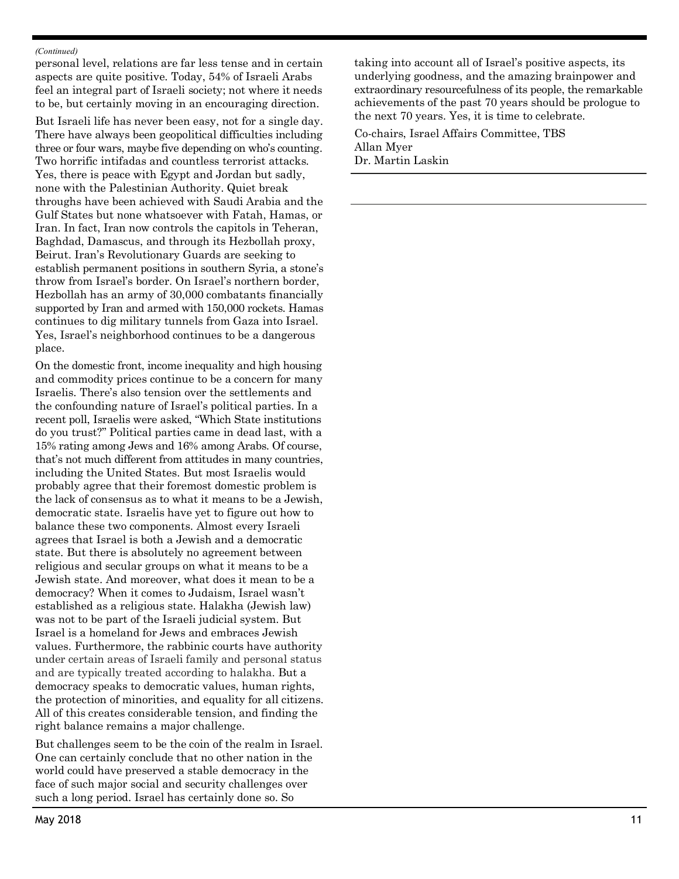*(Continued)*

personal level, relations are far less tense and in certain aspects are quite positive. Today, 54% of Israeli Arabs feel an integral part of Israeli society; not where it needs to be, but certainly moving in an encouraging direction.

But Israeli life has never been easy, not for a single day. There have always been geopolitical difficulties including three or four wars, maybe five depending on who's counting. Two horrific intifadas and countless terrorist attacks. Yes, there is peace with Egypt and Jordan but sadly, none with the Palestinian Authority. Quiet break throughs have been achieved with Saudi Arabia and the Gulf States but none whatsoever with Fatah, Hamas, or Iran. In fact, Iran now controls the capitols in Teheran, Baghdad, Damascus, and through its Hezbollah proxy, Beirut. Iran's Revolutionary Guards are seeking to establish permanent positions in southern Syria, a stone's throw from Israel's border. On Israel's northern border, Hezbollah has an army of 30,000 combatants financially supported by Iran and armed with 150,000 rockets. Hamas continues to dig military tunnels from Gaza into Israel. Yes, Israel's neighborhood continues to be a dangerous place.

On the domestic front, income inequality and high housing and commodity prices continue to be a concern for many Israelis. There's also tension over the settlements and the confounding nature of Israel's political parties. In a recent poll, Israelis were asked, "Which State institutions do you trust?" Political parties came in dead last, with a 15% rating among Jews and 16% among Arabs. Of course, that's not much different from attitudes in many countries, including the United States. But most Israelis would probably agree that their foremost domestic problem is the lack of consensus as to what it means to be a Jewish, democratic state. Israelis have yet to figure out how to balance these two components. Almost every Israeli agrees that Israel is both a Jewish and a democratic state. But there is absolutely no agreement between religious and secular groups on what it means to be a Jewish state. And moreover, what does it mean to be a democracy? When it comes to Judaism, Israel wasn't established as a religious state. Halakha (Jewish law) was not to be part of the Israeli judicial system. But Israel is a homeland for Jews and embraces Jewish values. Furthermore, the rabbinic courts have authority under certain areas of Israeli family and personal status and are typically treated according to halakha. But a democracy speaks to democratic values, human rights, the protection of minorities, and equality for all citizens. All of this creates considerable tension, and finding the right balance remains a major challenge.

But challenges seem to be the coin of the realm in Israel. One can certainly conclude that no other nation in the world could have preserved a stable democracy in the face of such major social and security challenges over such a long period. Israel has certainly done so. So taking into account all of Israel's positive aspects, its underlying goodness, and the amazing brainpower and extraordinary resourcefulness of its people, the remarkable achievements of the past 70 years should be prologue to the next 70 years. Yes, it is time to celebrate.

Co-chairs, Israel Affairs Committee, TBS
Allan Myer
Dr. Martin Laskin